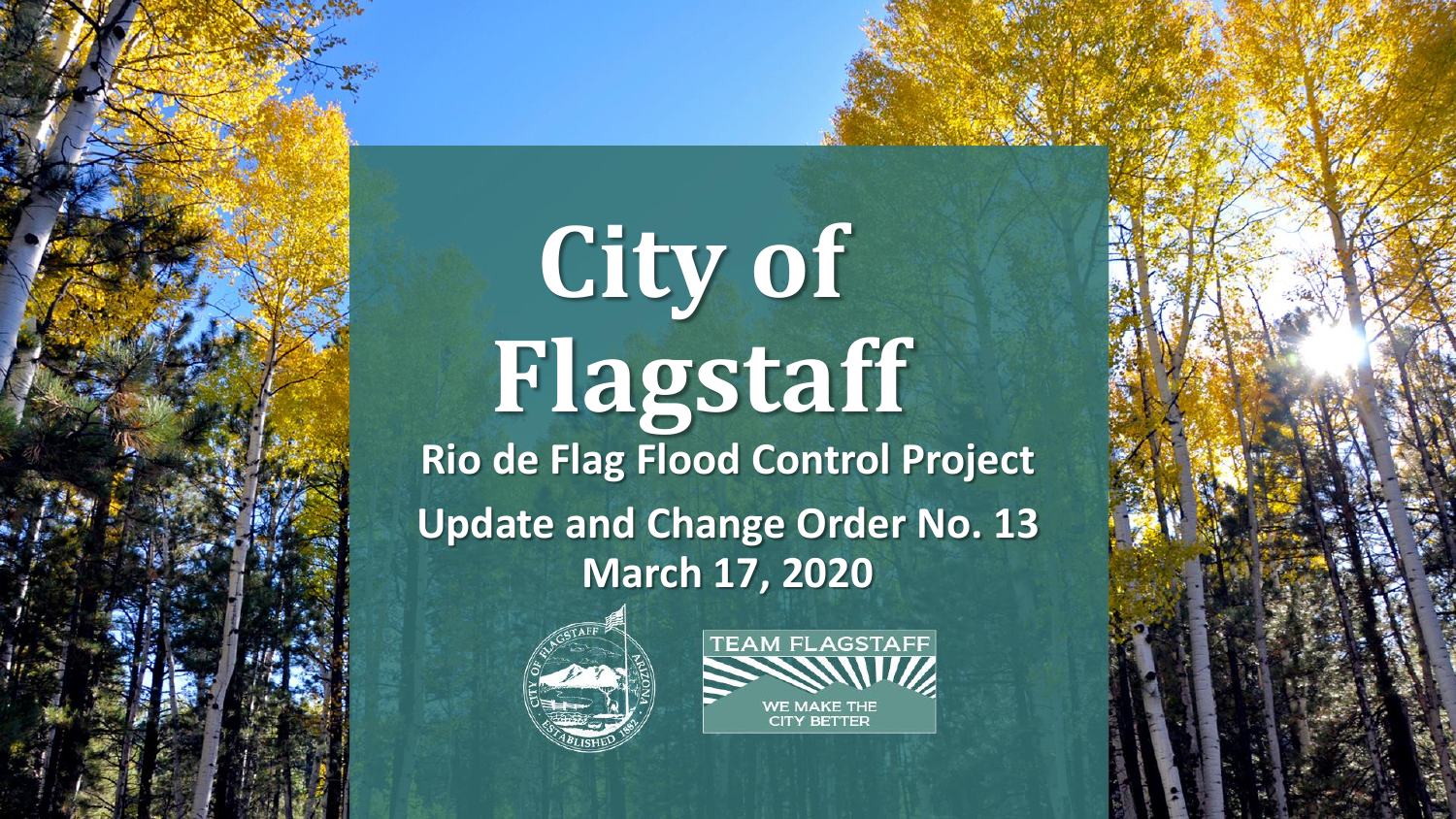# City of Flagstaff

## Rio de Flag Flood Control Project

## Update and Change Order No. 13

## March 17, 2020

TEAM FLAGSTAFF

WE MAKE THE CITY BETTER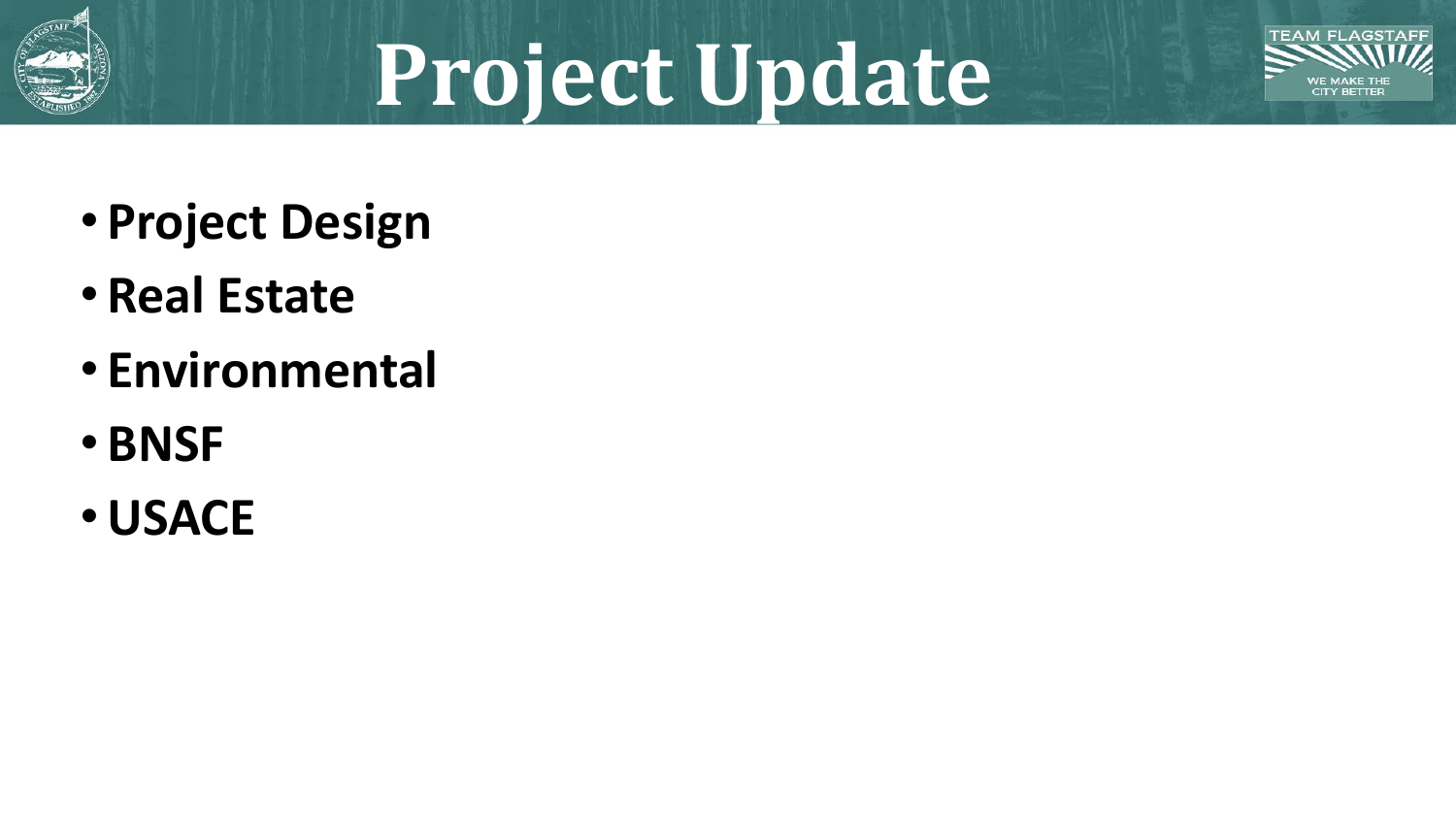# Project Update

- **Project Design**
- **Real Estate**
- **Environmental**
- **BNSF**
- **USACE**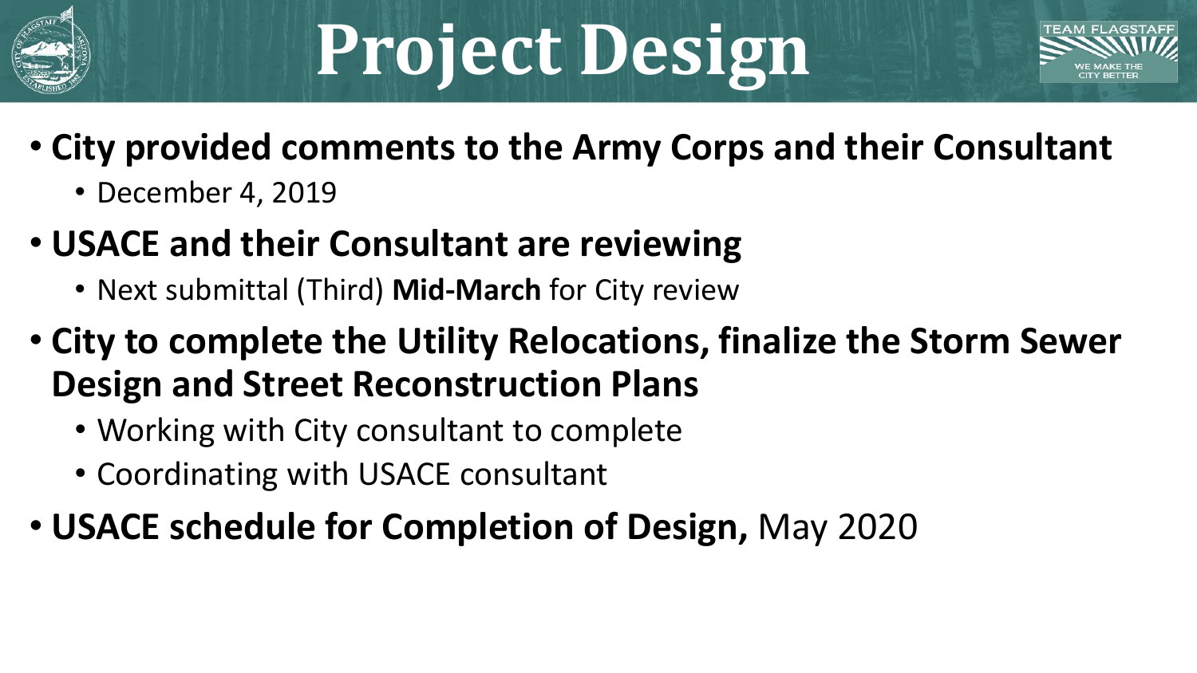# Project Design

- **City provided comments to the Army Corps and their Consultant**
  - December 4, 2019
- **USACE and their Consultant are reviewing**
  - Next submittal (Third) **Mid-March** for City review
- **City to complete the Utility Relocations, finalize the Storm Sewer Design and Street Reconstruction Plans**
  - Working with City consultant to complete
  - Coordinating with USACE consultant
- **USACE schedule for Completion of Design,** May 2020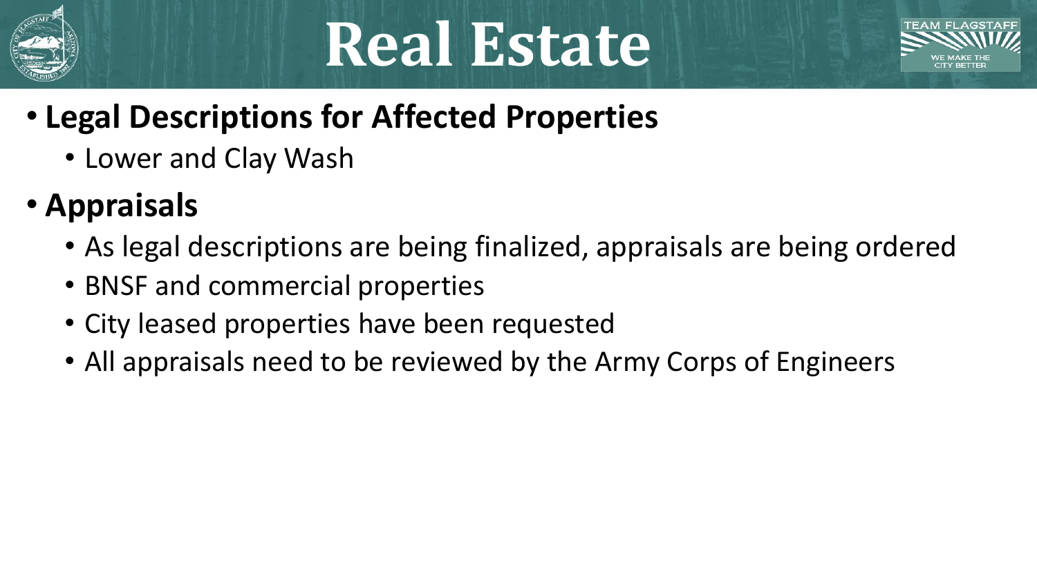# Real Estate

- **Legal Descriptions for Affected Properties**
  - Lower and Clay Wash
- **Appraisals**
  - As legal descriptions are being finalized, appraisals are being ordered
  - BNSF and commercial properties
  - City leased properties have been requested
  - All appraisals need to be reviewed by the Army Corps of Engineers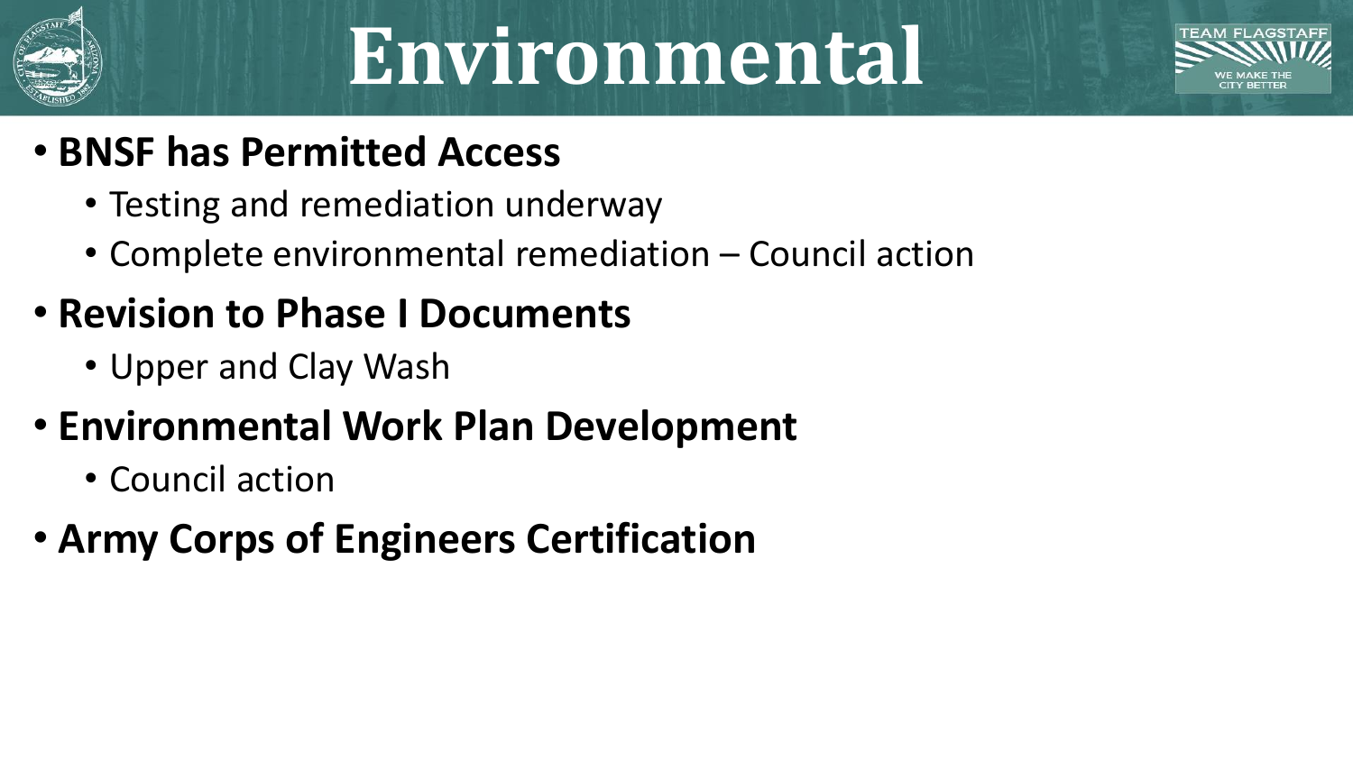# Environmental

- **BNSF has Permitted Access**
  - Testing and remediation underway
  - Complete environmental remediation – Council action
- **Revision to Phase I Documents**
  - Upper and Clay Wash
- **Environmental Work Plan Development**
  - Council action
- **Army Corps of Engineers Certification**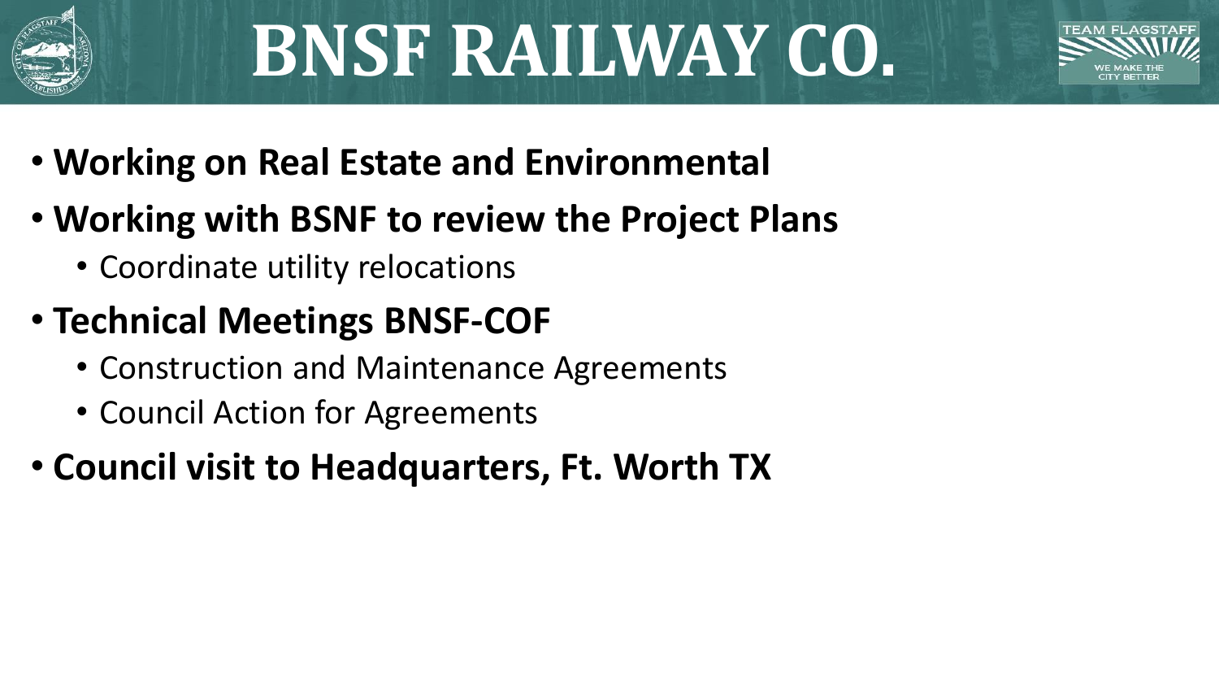# BNSF RAILWAY CO.

- **Working on Real Estate and Environmental**
- **Working with BSNF to review the Project Plans**
  - Coordinate utility relocations
- **Technical Meetings BNSF-COF**
  - Construction and Maintenance Agreements
  - Council Action for Agreements
- **Council visit to Headquarters, Ft. Worth TX**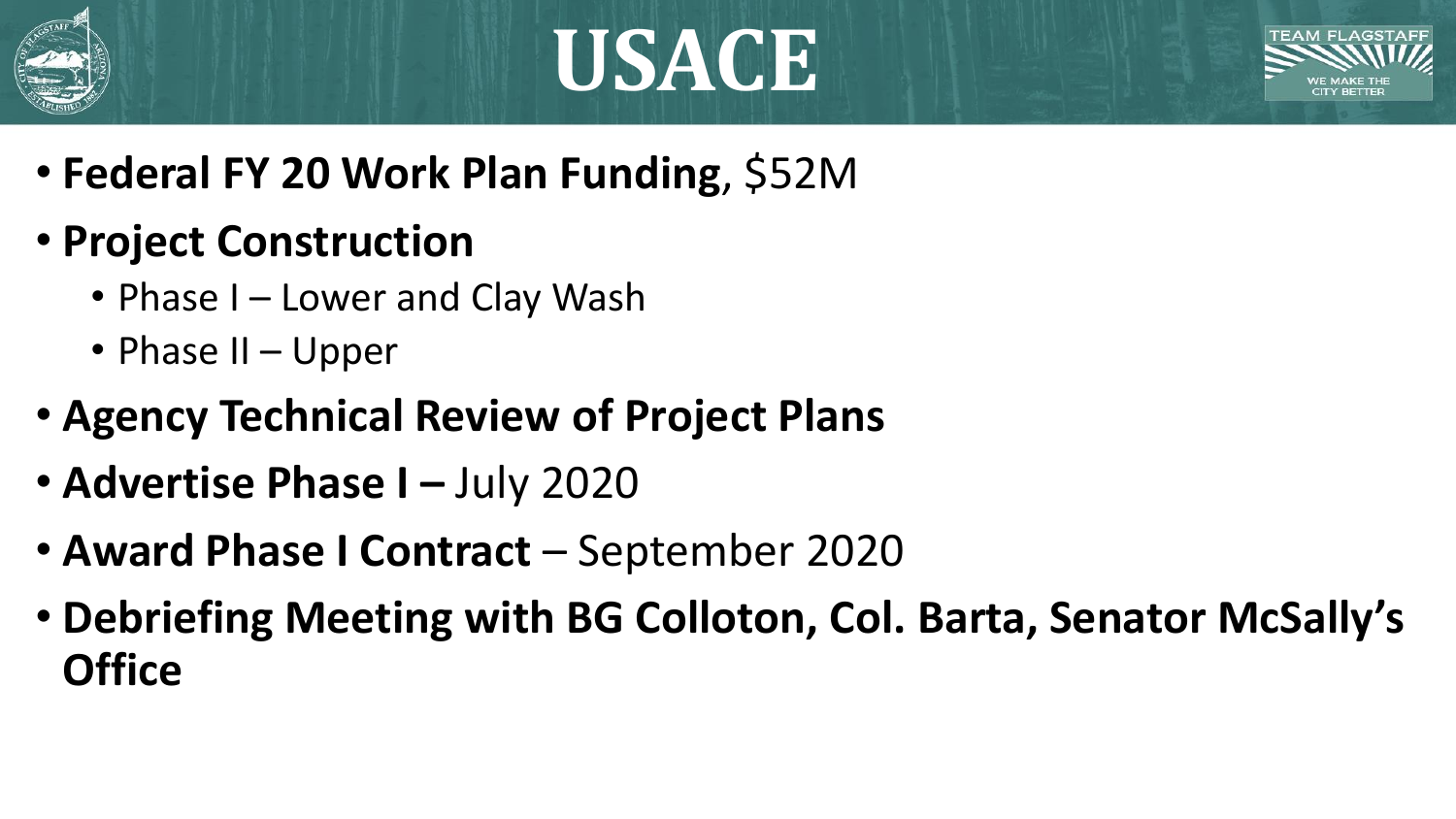# USACE

- **Federal FY 20 Work Plan Funding**, $52M
- **Project Construction**
  - Phase I – Lower and Clay Wash
  - Phase II – Upper
- **Agency Technical Review of Project Plans**
- **Advertise Phase I –** July 2020
- **Award Phase I Contract** – September 2020
- **Debriefing Meeting with BG Colloton, Col. Barta, Senator McSally's Office**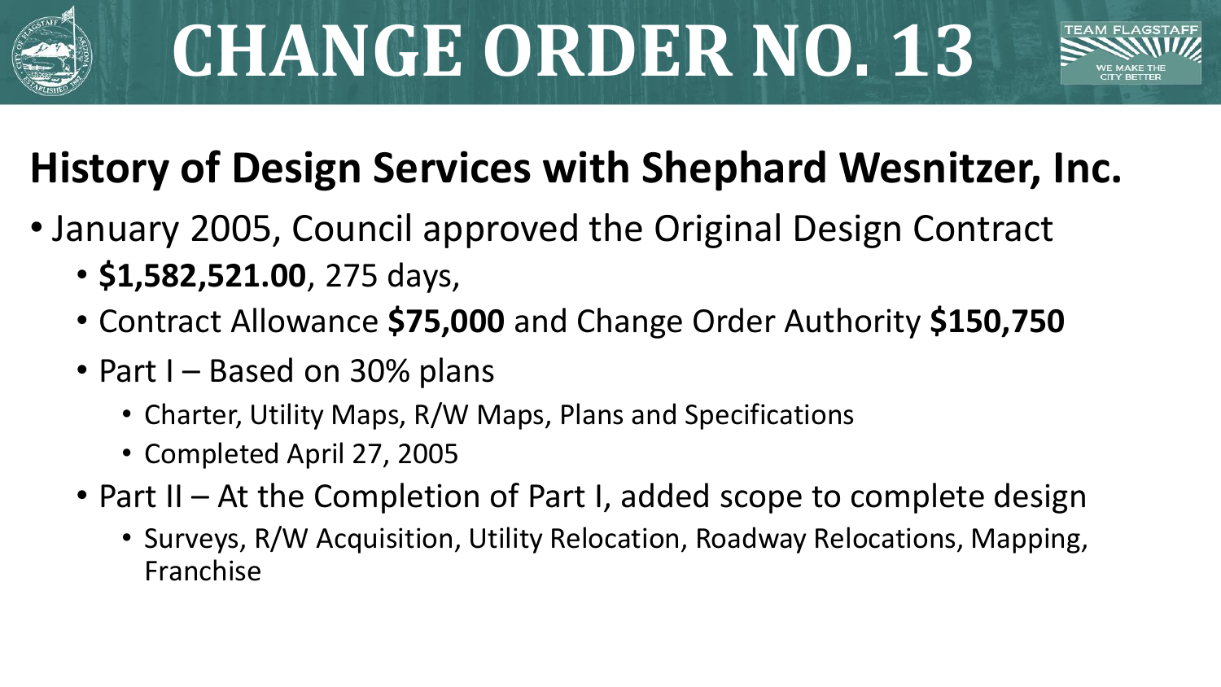# CHANGE ORDER NO. 13

## History of Design Services with Shephard Wesnitzer, Inc.

- January 2005, Council approved the Original Design Contract
  - **$1,582,521.00**, 275 days,
  - Contract Allowance **$75,000** and Change Order Authority **$150,750**
  - Part I – Based on 30% plans
    - Charter, Utility Maps, R/W Maps, Plans and Specifications
    - Completed April 27, 2005
  - Part II – At the Completion of Part I, added scope to complete design
    - Surveys, R/W Acquisition, Utility Relocation, Roadway Relocations, Mapping, Franchise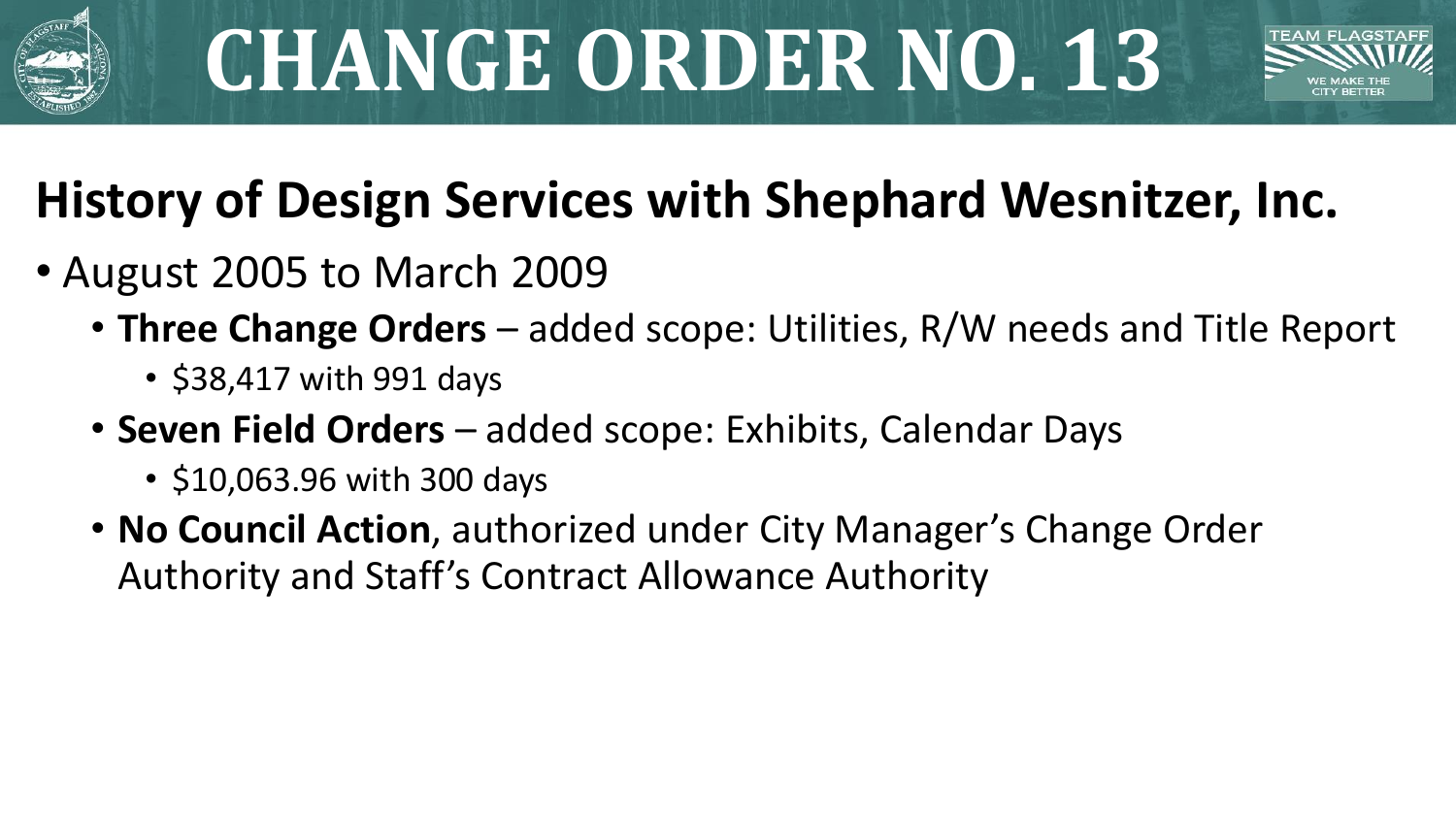# CHANGE ORDER NO. 13

## History of Design Services with Shephard Wesnitzer, Inc.

- August 2005 to March 2009
  - **Three Change Orders** – added scope: Utilities, R/W needs and Title Report
    - $38,417 with 991 days
  - **Seven Field Orders** – added scope: Exhibits, Calendar Days
    - $10,063.96 with 300 days
  - **No Council Action**, authorized under City Manager's Change Order Authority and Staff's Contract Allowance Authority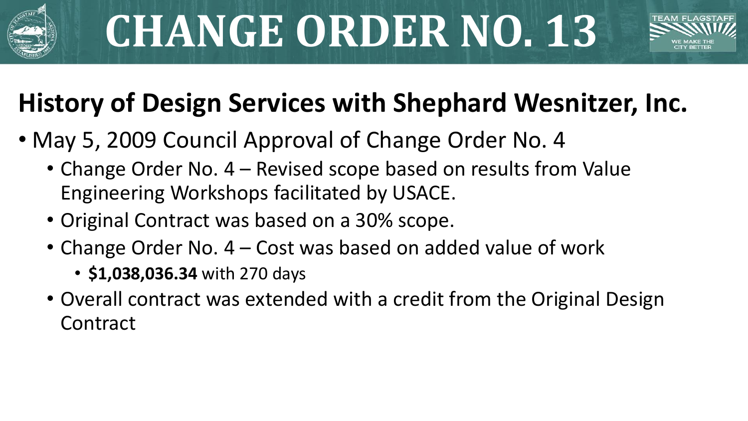# CHANGE ORDER NO. 13

## History of Design Services with Shephard Wesnitzer, Inc.

- May 5, 2009 Council Approval of Change Order No. 4
  - Change Order No. 4 – Revised scope based on results from Value Engineering Workshops facilitated by USACE.
  - Original Contract was based on a 30% scope.
  - Change Order No. 4 – Cost was based on added value of work
    - **$1,038,036.34** with 270 days
  - Overall contract was extended with a credit from the Original Design Contract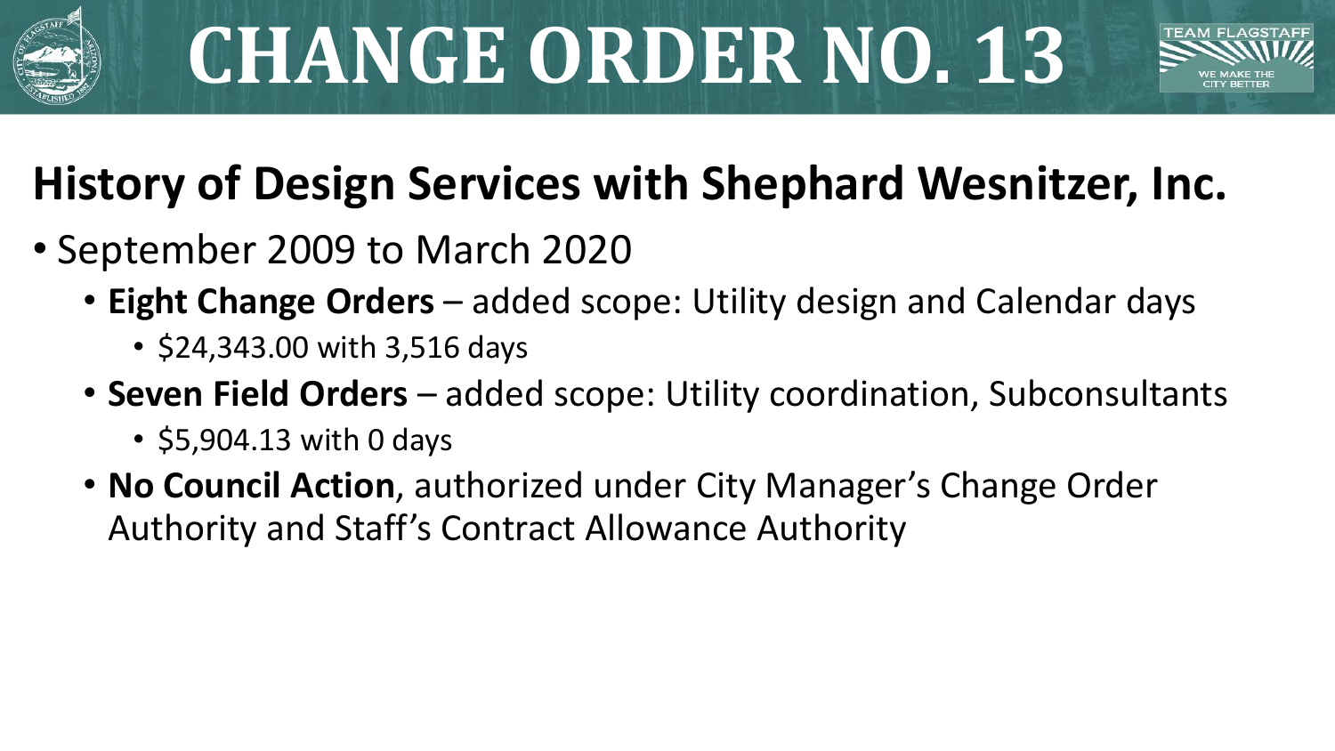# CHANGE ORDER NO. 13

## History of Design Services with Shephard Wesnitzer, Inc.

- September 2009 to March 2020
  - **Eight Change Orders** – added scope: Utility design and Calendar days
    - $24,343.00 with 3,516 days
  - **Seven Field Orders** – added scope: Utility coordination, Subconsultants
    - $5,904.13 with 0 days
  - **No Council Action**, authorized under City Manager's Change Order Authority and Staff's Contract Allowance Authority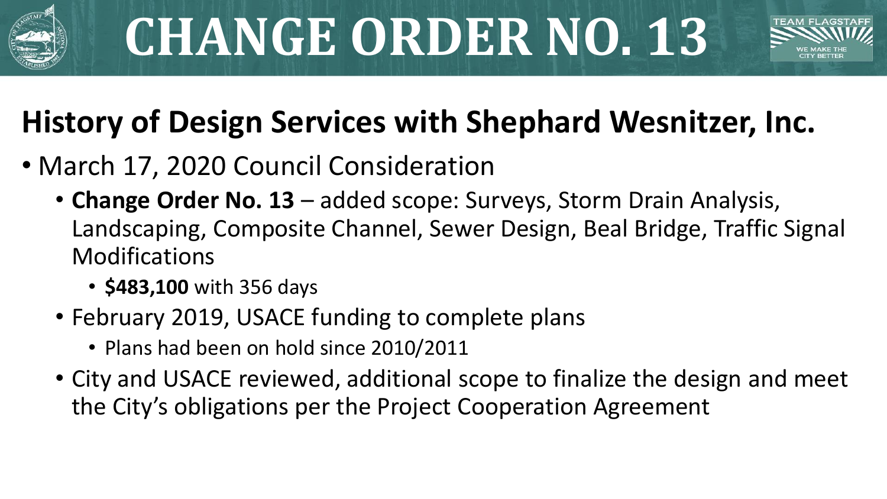# CHANGE ORDER NO. 13

## History of Design Services with Shephard Wesnitzer, Inc.

- March 17, 2020 Council Consideration
  - **Change Order No. 13** – added scope: Surveys, Storm Drain Analysis, Landscaping, Composite Channel, Sewer Design, Beal Bridge, Traffic Signal Modifications
    - **$483,100** with 356 days
  - February 2019, USACE funding to complete plans
    - Plans had been on hold since 2010/2011
  - City and USACE reviewed, additional scope to finalize the design and meet the City's obligations per the Project Cooperation Agreement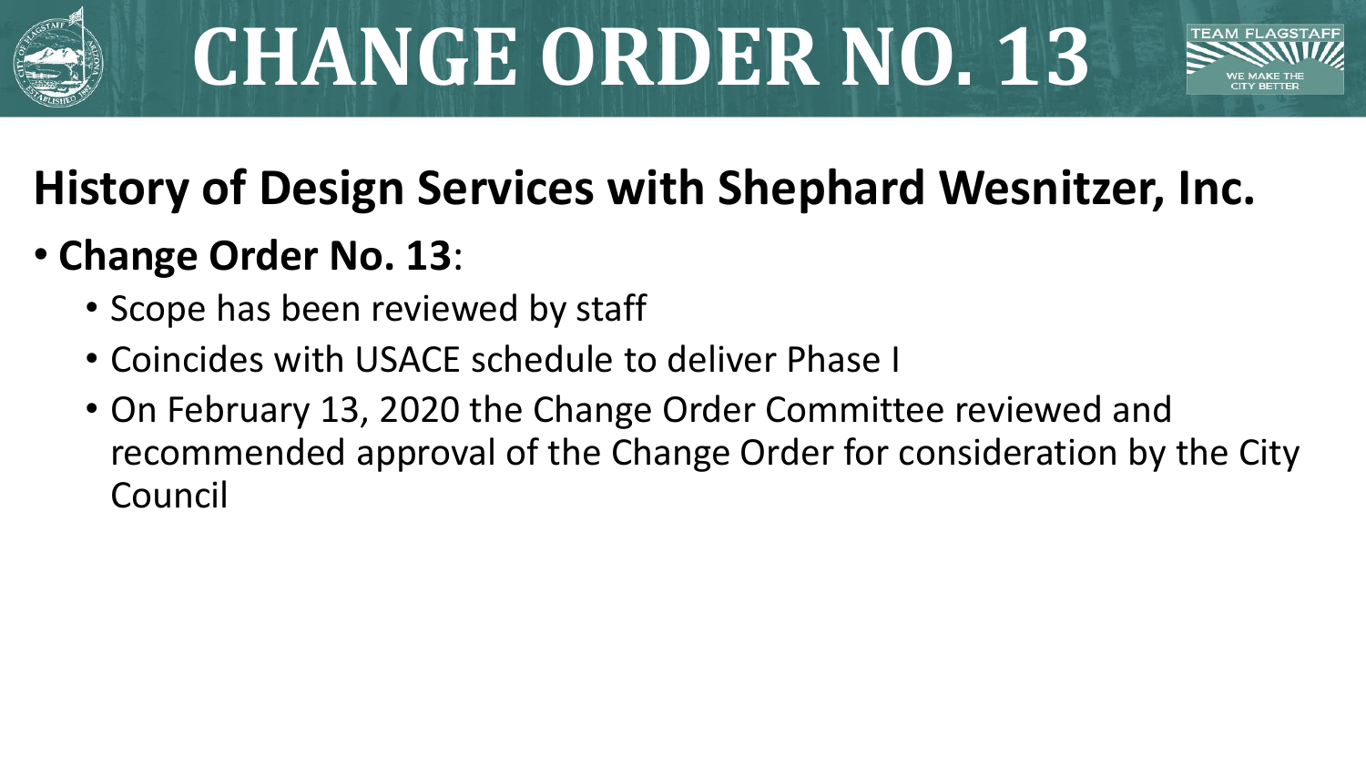# CHANGE ORDER NO. 13

## History of Design Services with Shephard Wesnitzer, Inc.

- **Change Order No. 13**:
  - Scope has been reviewed by staff
  - Coincides with USACE schedule to deliver Phase I
  - On February 13, 2020 the Change Order Committee reviewed and recommended approval of the Change Order for consideration by the City Council